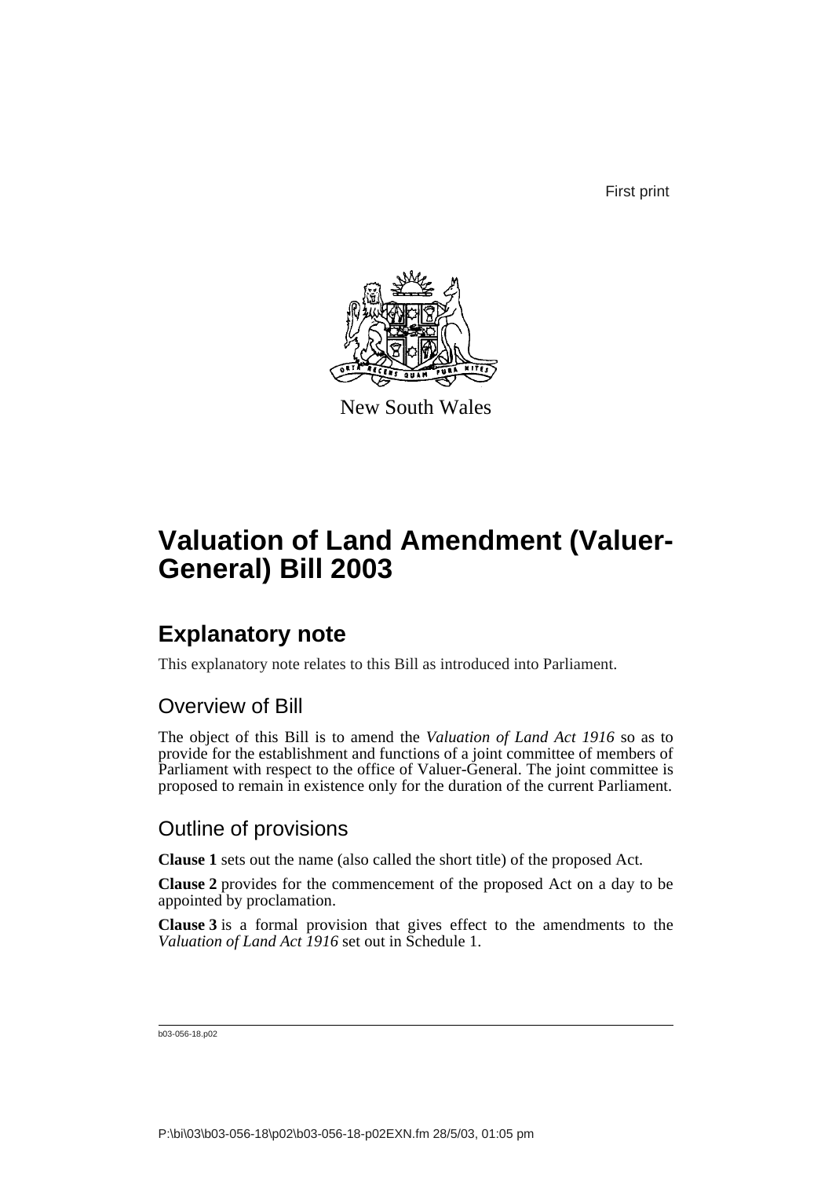First print

New South Wales

# Valuation of Land Amendment (Valuer-General) Bill 2003

## Explanatory note

This explanatory note relates to this Bill as introduced into Parliament.

### Overview of Bill

The object of this Bill is to amend the *Valuation of Land Act 1916* so as to provide for the establishment and functions of a joint committee of members of Parliament with respect to the office of Valuer-General. The joint committee is proposed to remain in existence only for the duration of the current Parliament.

### Outline of provisions

**Clause 1** sets out the name (also called the short title) of the proposed Act.

**Clause 2** provides for the commencement of the proposed Act on a day to be appointed by proclamation.

**Clause 3** is a formal provision that gives effect to the amendments to the *Valuation of Land Act 1916* set out in Schedule 1.

b03-056-18.p02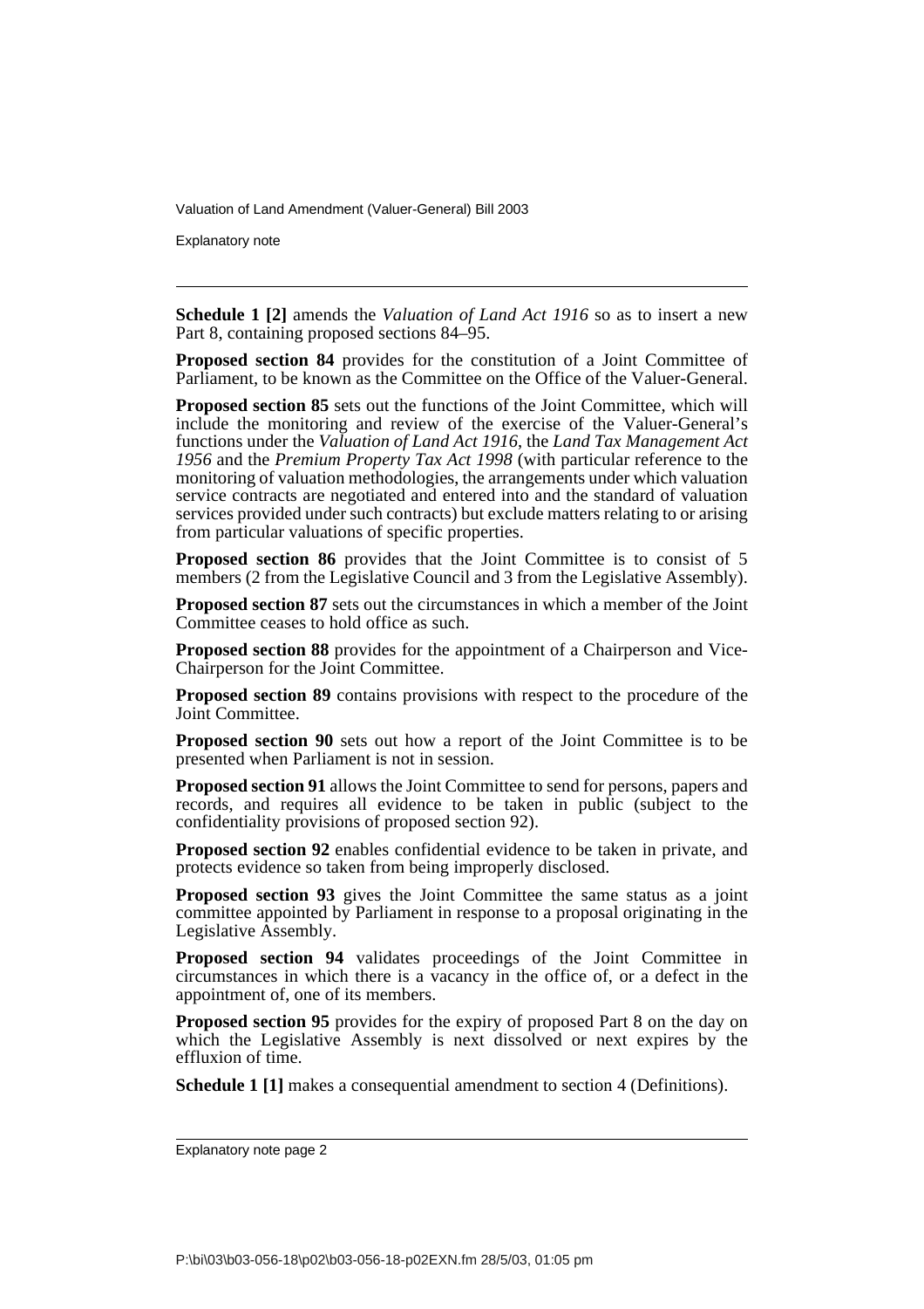**Schedule 1 [2]** amends the *Valuation of Land Act 1916* so as to insert a new Part 8, containing proposed sections 84–95.

**Proposed section 84** provides for the constitution of a Joint Committee of Parliament, to be known as the Committee on the Office of the Valuer-General.

**Proposed section 85** sets out the functions of the Joint Committee, which will include the monitoring and review of the exercise of the Valuer-General's functions under the *Valuation of Land Act 1916*, the *Land Tax Management Act 1956* and the *Premium Property Tax Act 1998* (with particular reference to the monitoring of valuation methodologies, the arrangements under which valuation service contracts are negotiated and entered into and the standard of valuation services provided under such contracts) but exclude matters relating to or arising from particular valuations of specific properties.

**Proposed section 86** provides that the Joint Committee is to consist of 5 members (2 from the Legislative Council and 3 from the Legislative Assembly).

**Proposed section 87** sets out the circumstances in which a member of the Joint Committee ceases to hold office as such.

**Proposed section 88** provides for the appointment of a Chairperson and Vice-Chairperson for the Joint Committee.

**Proposed section 89** contains provisions with respect to the procedure of the Joint Committee.

**Proposed section 90** sets out how a report of the Joint Committee is to be presented when Parliament is not in session.

**Proposed section 91** allows the Joint Committee to send for persons, papers and records, and requires all evidence to be taken in public (subject to the confidentiality provisions of proposed section 92).

**Proposed section 92** enables confidential evidence to be taken in private, and protects evidence so taken from being improperly disclosed.

**Proposed section 93** gives the Joint Committee the same status as a joint committee appointed by Parliament in response to a proposal originating in the Legislative Assembly.

**Proposed section 94** validates proceedings of the Joint Committee in circumstances in which there is a vacancy in the office of, or a defect in the appointment of, one of its members.

**Proposed section 95** provides for the expiry of proposed Part 8 on the day on which the Legislative Assembly is next dissolved or next expires by the effluxion of time.

**Schedule 1 [1]** makes a consequential amendment to section 4 (Definitions).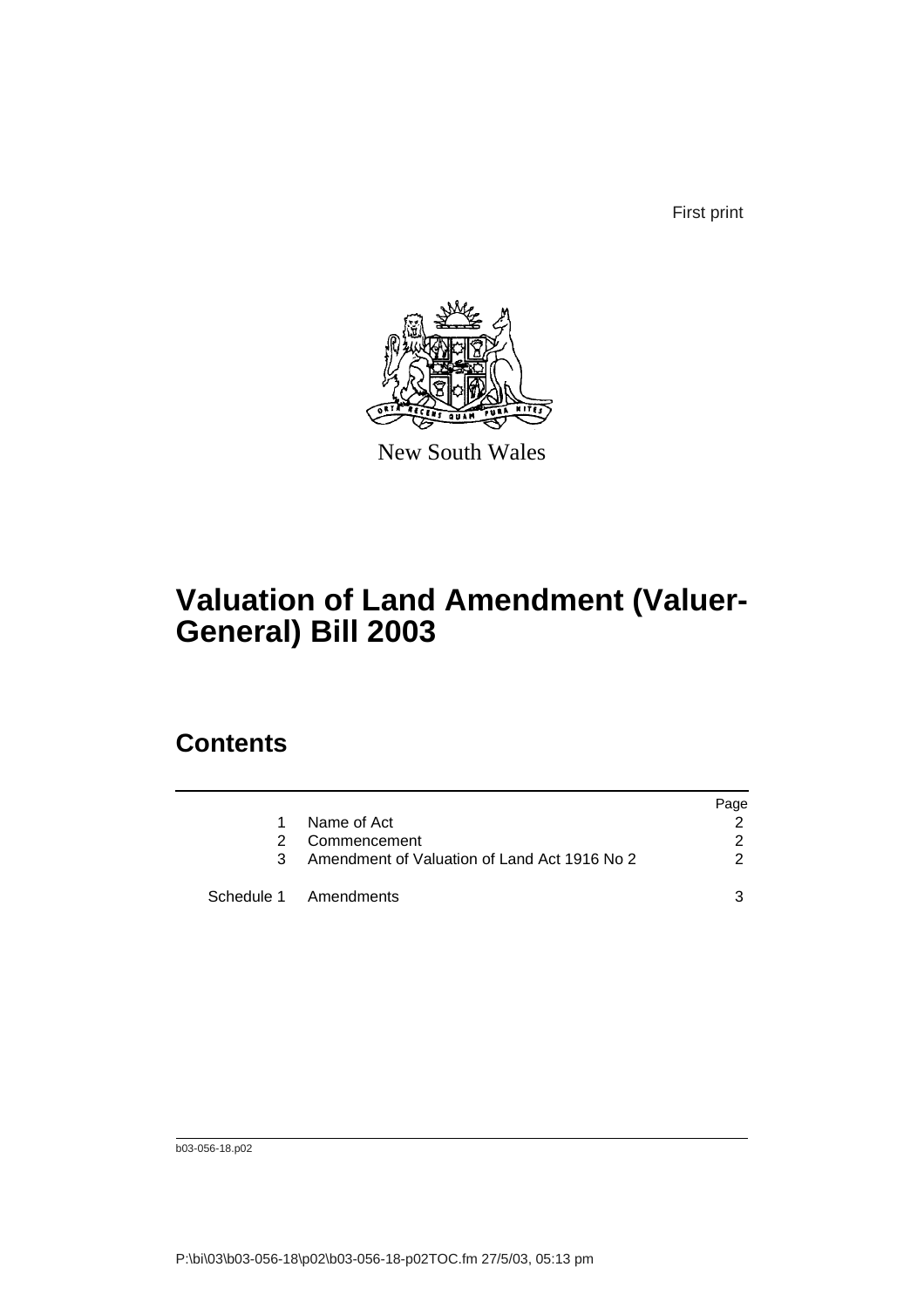First print

New South Wales

# Valuation of Land Amendment (Valuer-General) Bill 2003

## Contents

| | | Page |
|---|---|---|
| 1 | Name of Act | 2 |
| 2 | Commencement | 2 |
| 3 | Amendment of Valuation of Land Act 1916 No 2 | 2 |
| Schedule 1 | Amendments | 3 |

b03-056-18.p02

P:\bi\03\b03-056-18\p02\b03-056-18-p02TOC.fm 27/5/03, 05:13 pm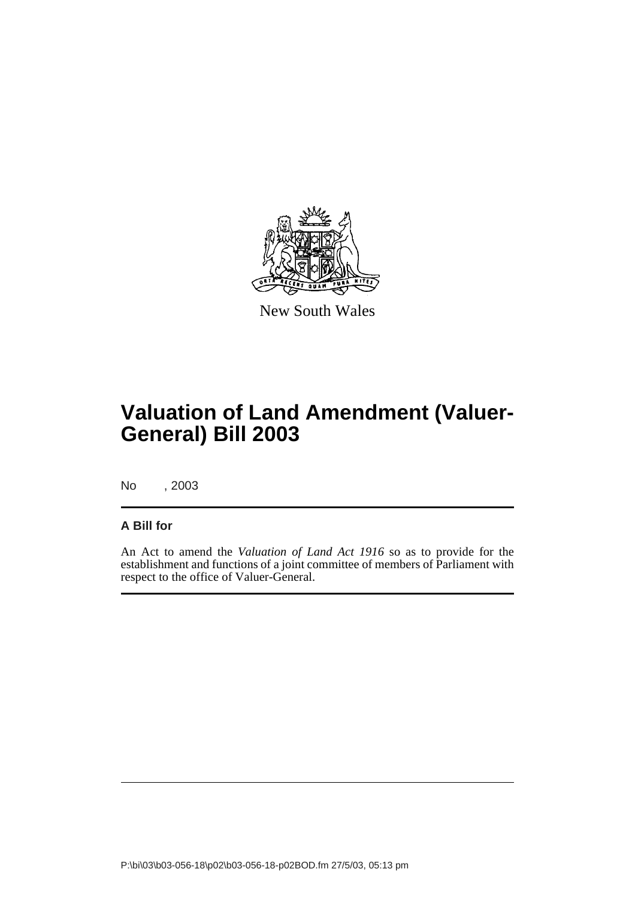New South Wales

# Valuation of Land Amendment (Valuer-General) Bill 2003

No , 2003

**A Bill for**

An Act to amend the *Valuation of Land Act 1916* so as to provide for the establishment and functions of a joint committee of members of Parliament with respect to the office of Valuer-General.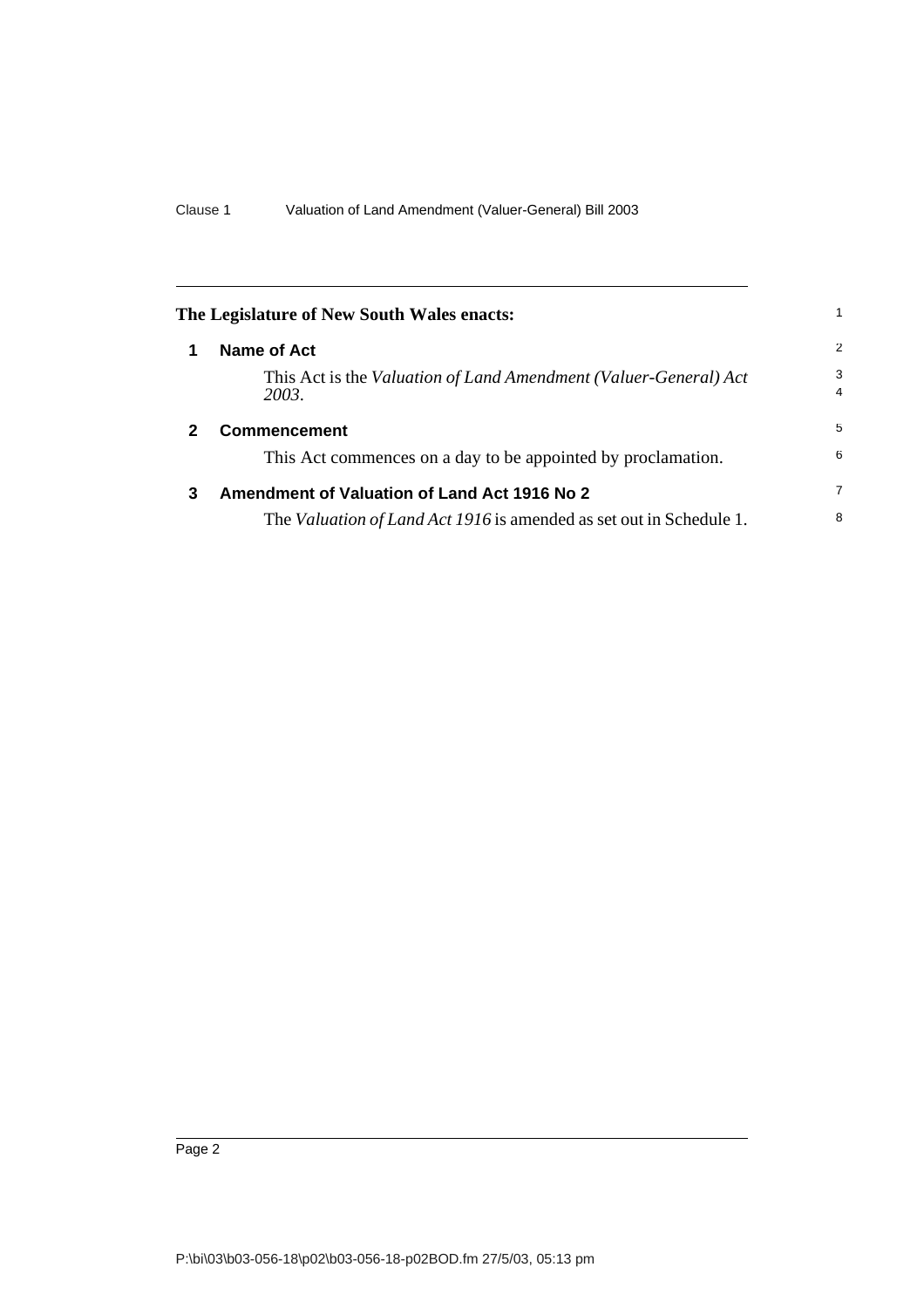**The Legislature of New South Wales enacts:**

## 1 Name of Act

This Act is the *Valuation of Land Amendment (Valuer-General) Act 2003*.

## 2 Commencement

This Act commences on a day to be appointed by proclamation.

## 3 Amendment of Valuation of Land Act 1916 No 2

The *Valuation of Land Act 1916* is amended as set out in Schedule 1.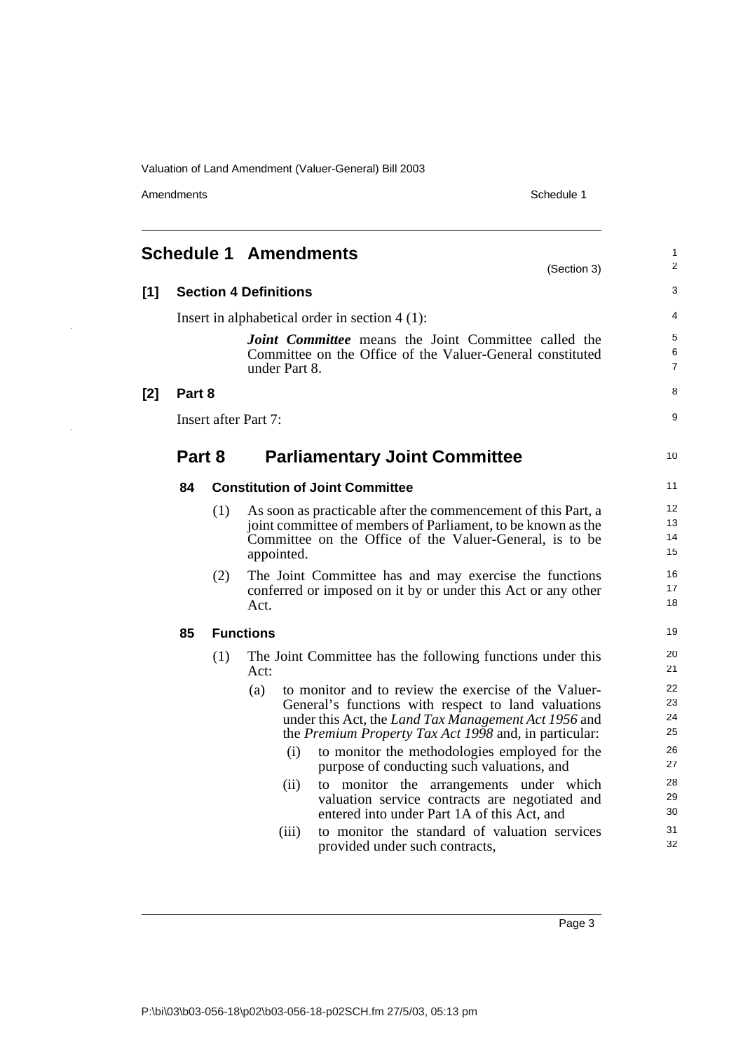## Schedule 1 Amendments

(Section 3)

**[1] Section 4 Definitions**

Insert in alphabetical order in section 4 (1):

> ***Joint Committee*** means the Joint Committee called the Committee on the Office of the Valuer-General constituted under Part 8.

**[2] Part 8**

Insert after Part 7:

## Part 8 Parliamentary Joint Committee

### 84 Constitution of Joint Committee

(1) As soon as practicable after the commencement of this Part, a joint committee of members of Parliament, to be known as the Committee on the Office of the Valuer-General, is to be appointed.

(2) The Joint Committee has and may exercise the functions conferred or imposed on it by or under this Act or any other Act.

### 85 Functions

(1) The Joint Committee has the following functions under this Act:

(a) to monitor and to review the exercise of the Valuer-General's functions with respect to land valuations under this Act, the *Land Tax Management Act 1956* and the *Premium Property Tax Act 1998* and, in particular:

(i) to monitor the methodologies employed for the purpose of conducting such valuations, and

(ii) to monitor the arrangements under which valuation service contracts are negotiated and entered into under Part 1A of this Act, and

(iii) to monitor the standard of valuation services provided under such contracts,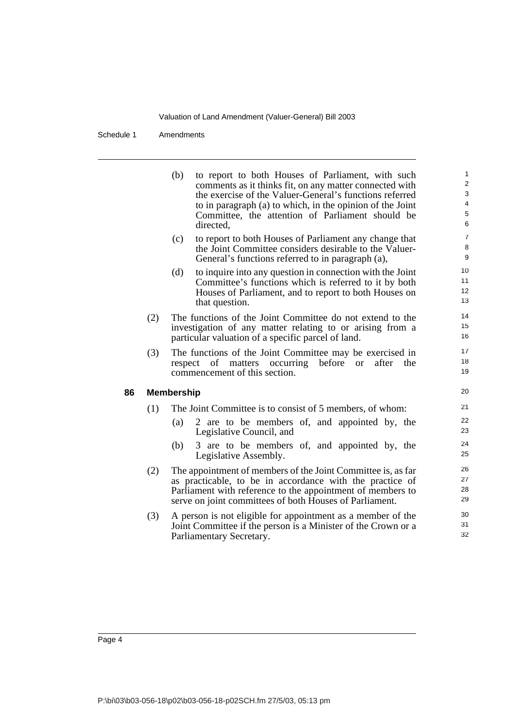(b) to report to both Houses of Parliament, with such comments as it thinks fit, on any matter connected with the exercise of the Valuer-General's functions referred to in paragraph (a) to which, in the opinion of the Joint Committee, the attention of Parliament should be directed,

(c) to report to both Houses of Parliament any change that the Joint Committee considers desirable to the Valuer-General's functions referred to in paragraph (a),

(d) to inquire into any question in connection with the Joint Committee's functions which is referred to it by both Houses of Parliament, and to report to both Houses on that question.

(2) The functions of the Joint Committee do not extend to the investigation of any matter relating to or arising from a particular valuation of a specific parcel of land.

(3) The functions of the Joint Committee may be exercised in respect of matters occurring before or after the commencement of this section.

### 86 Membership

(1) The Joint Committee is to consist of 5 members, of whom:

(a) 2 are to be members of, and appointed by, the Legislative Council, and

(b) 3 are to be members of, and appointed by, the Legislative Assembly.

(2) The appointment of members of the Joint Committee is, as far as practicable, to be in accordance with the practice of Parliament with reference to the appointment of members to serve on joint committees of both Houses of Parliament.

(3) A person is not eligible for appointment as a member of the Joint Committee if the person is a Minister of the Crown or a Parliamentary Secretary.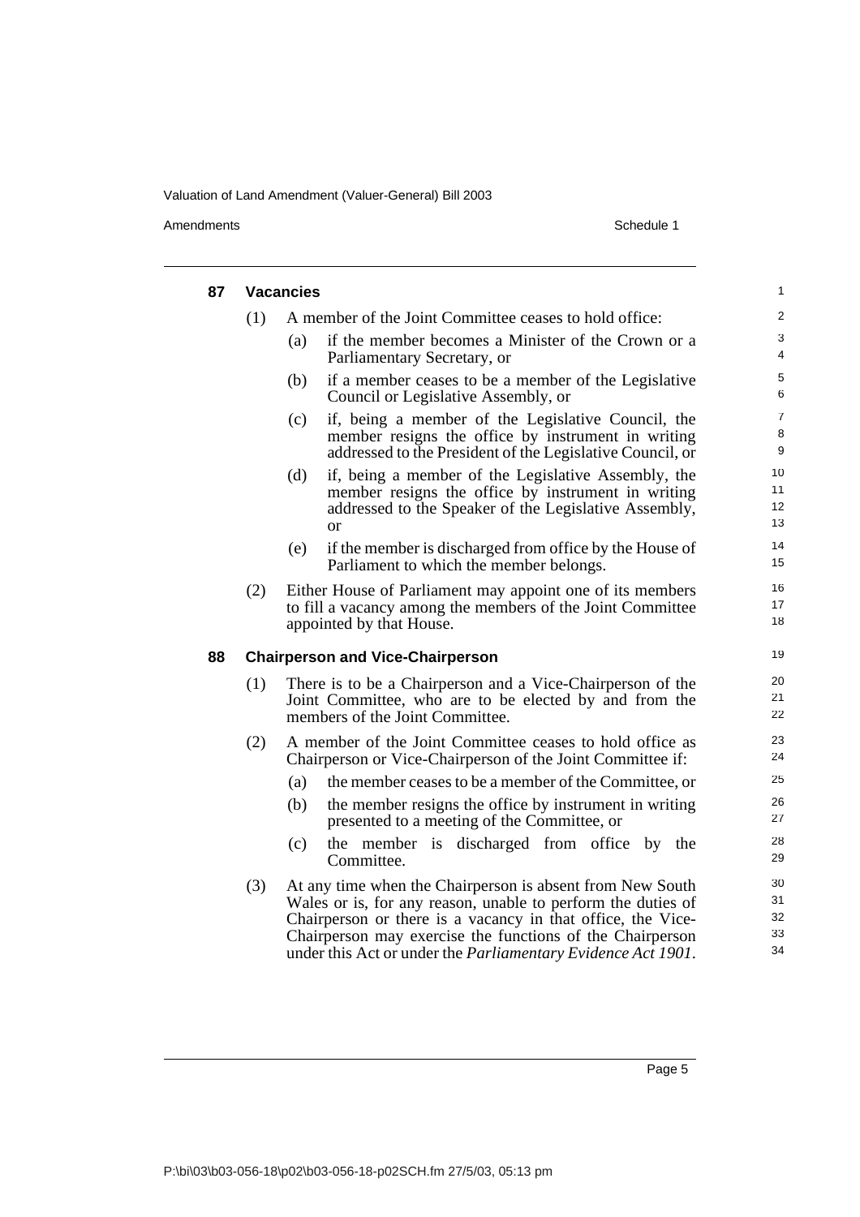### 87 Vacancies

(1) A member of the Joint Committee ceases to hold office:

(a) if the member becomes a Minister of the Crown or a Parliamentary Secretary, or

(b) if a member ceases to be a member of the Legislative Council or Legislative Assembly, or

(c) if, being a member of the Legislative Council, the member resigns the office by instrument in writing addressed to the President of the Legislative Council, or

(d) if, being a member of the Legislative Assembly, the member resigns the office by instrument in writing addressed to the Speaker of the Legislative Assembly, or

(e) if the member is discharged from office by the House of Parliament to which the member belongs.

(2) Either House of Parliament may appoint one of its members to fill a vacancy among the members of the Joint Committee appointed by that House.

### 88 Chairperson and Vice-Chairperson

(1) There is to be a Chairperson and a Vice-Chairperson of the Joint Committee, who are to be elected by and from the members of the Joint Committee.

(2) A member of the Joint Committee ceases to hold office as Chairperson or Vice-Chairperson of the Joint Committee if:

(a) the member ceases to be a member of the Committee, or

(b) the member resigns the office by instrument in writing presented to a meeting of the Committee, or

(c) the member is discharged from office by the Committee.

(3) At any time when the Chairperson is absent from New South Wales or is, for any reason, unable to perform the duties of Chairperson or there is a vacancy in that office, the Vice-Chairperson may exercise the functions of the Chairperson under this Act or under the *Parliamentary Evidence Act 1901*.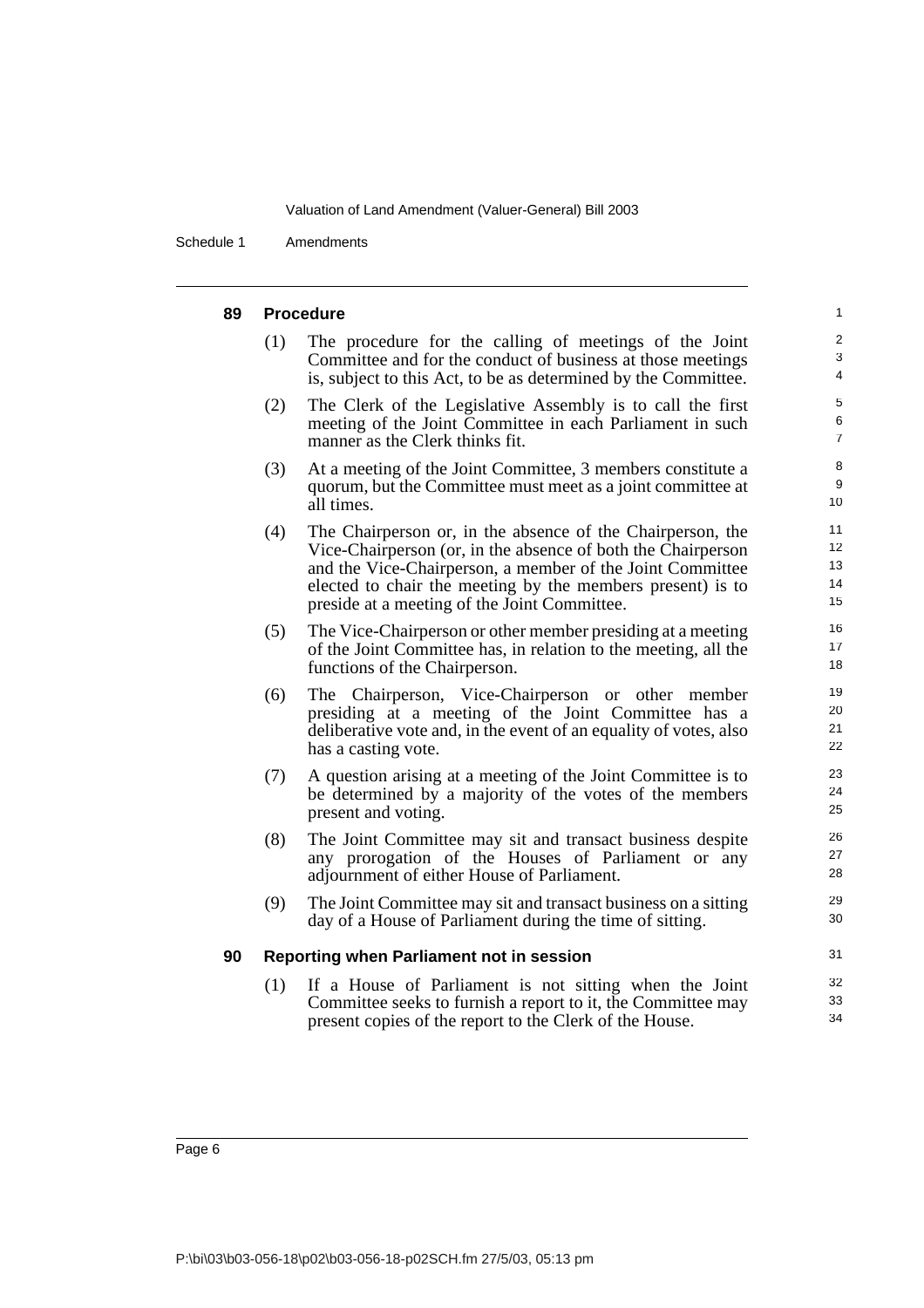#### 89 Procedure

(1) The procedure for the calling of meetings of the Joint Committee and for the conduct of business at those meetings is, subject to this Act, to be as determined by the Committee.

(2) The Clerk of the Legislative Assembly is to call the first meeting of the Joint Committee in each Parliament in such manner as the Clerk thinks fit.

(3) At a meeting of the Joint Committee, 3 members constitute a quorum, but the Committee must meet as a joint committee at all times.

(4) The Chairperson or, in the absence of the Chairperson, the Vice-Chairperson (or, in the absence of both the Chairperson and the Vice-Chairperson, a member of the Joint Committee elected to chair the meeting by the members present) is to preside at a meeting of the Joint Committee.

(5) The Vice-Chairperson or other member presiding at a meeting of the Joint Committee has, in relation to the meeting, all the functions of the Chairperson.

(6) The Chairperson, Vice-Chairperson or other member presiding at a meeting of the Joint Committee has a deliberative vote and, in the event of an equality of votes, also has a casting vote.

(7) A question arising at a meeting of the Joint Committee is to be determined by a majority of the votes of the members present and voting.

(8) The Joint Committee may sit and transact business despite any prorogation of the Houses of Parliament or any adjournment of either House of Parliament.

(9) The Joint Committee may sit and transact business on a sitting day of a House of Parliament during the time of sitting.

#### 90 Reporting when Parliament not in session

(1) If a House of Parliament is not sitting when the Joint Committee seeks to furnish a report to it, the Committee may present copies of the report to the Clerk of the House.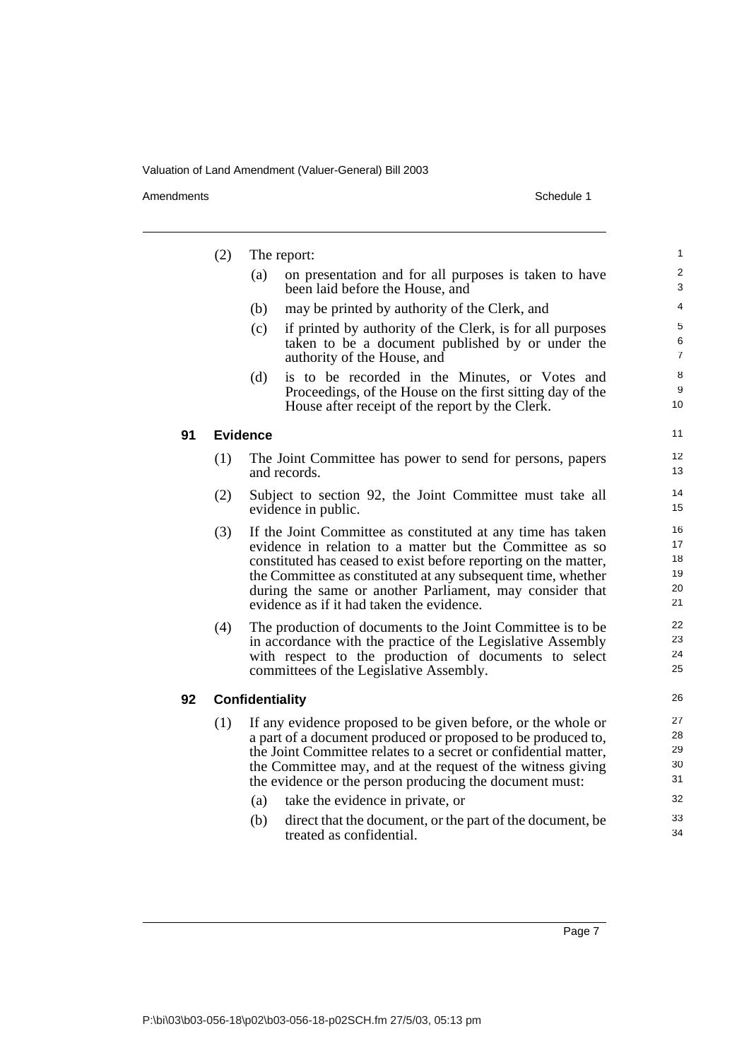(2) The report:

(a) on presentation and for all purposes is taken to have been laid before the House, and

(b) may be printed by authority of the Clerk, and

(c) if printed by authority of the Clerk, is for all purposes taken to be a document published by or under the authority of the House, and

(d) is to be recorded in the Minutes, or Votes and Proceedings, of the House on the first sitting day of the House after receipt of the report by the Clerk.

### 91 Evidence

(1) The Joint Committee has power to send for persons, papers and records.

(2) Subject to section 92, the Joint Committee must take all evidence in public.

(3) If the Joint Committee as constituted at any time has taken evidence in relation to a matter but the Committee as so constituted has ceased to exist before reporting on the matter, the Committee as constituted at any subsequent time, whether during the same or another Parliament, may consider that evidence as if it had taken the evidence.

(4) The production of documents to the Joint Committee is to be in accordance with the practice of the Legislative Assembly with respect to the production of documents to select committees of the Legislative Assembly.

### 92 Confidentiality

(1) If any evidence proposed to be given before, or the whole or a part of a document produced or proposed to be produced to, the Joint Committee relates to a secret or confidential matter, the Committee may, and at the request of the witness giving the evidence or the person producing the document must:

(a) take the evidence in private, or

(b) direct that the document, or the part of the document, be treated as confidential.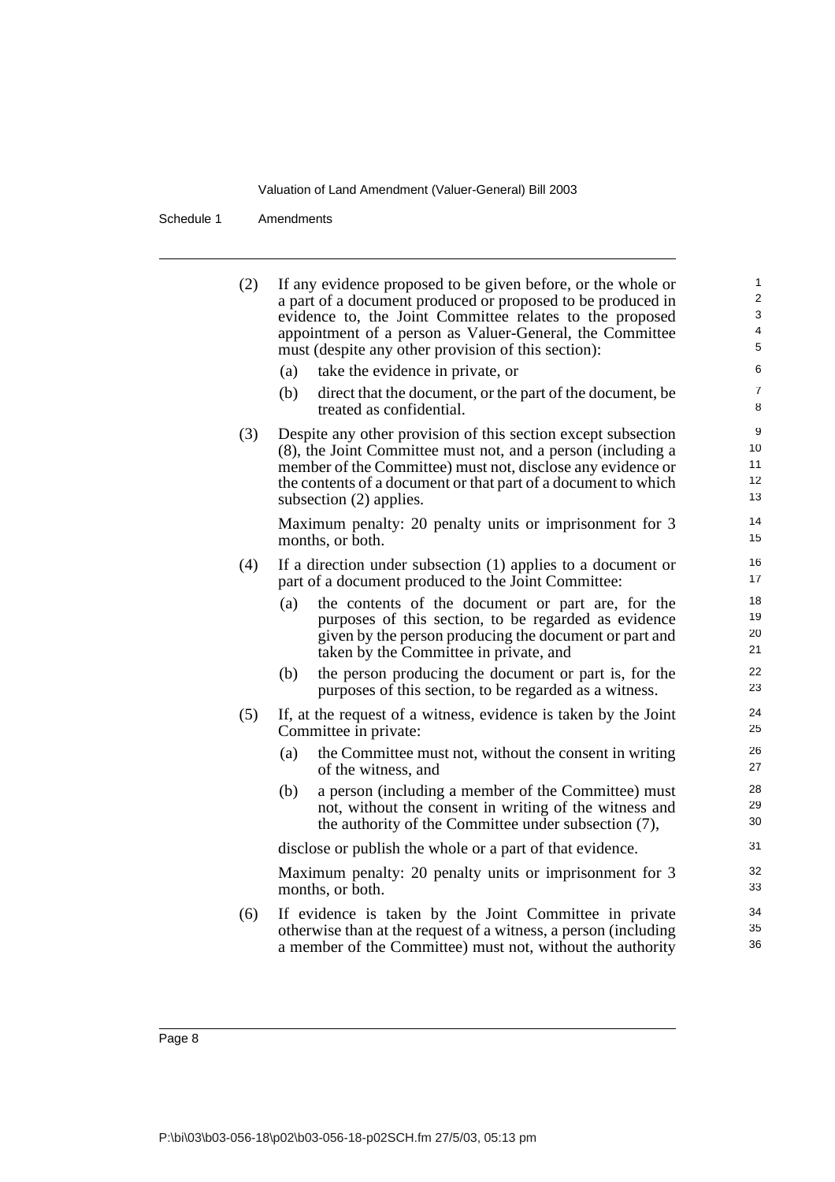(2) If any evidence proposed to be given before, or the whole or a part of a document produced or proposed to be produced in evidence to, the Joint Committee relates to the proposed appointment of a person as Valuer-General, the Committee must (despite any other provision of this section):

(a) take the evidence in private, or

(b) direct that the document, or the part of the document, be treated as confidential.

(3) Despite any other provision of this section except subsection (8), the Joint Committee must not, and a person (including a member of the Committee) must not, disclose any evidence or the contents of a document or that part of a document to which subsection (2) applies.

Maximum penalty: 20 penalty units or imprisonment for 3 months, or both.

(4) If a direction under subsection (1) applies to a document or part of a document produced to the Joint Committee:

(a) the contents of the document or part are, for the purposes of this section, to be regarded as evidence given by the person producing the document or part and taken by the Committee in private, and

(b) the person producing the document or part is, for the purposes of this section, to be regarded as a witness.

(5) If, at the request of a witness, evidence is taken by the Joint Committee in private:

(a) the Committee must not, without the consent in writing of the witness, and

(b) a person (including a member of the Committee) must not, without the consent in writing of the witness and the authority of the Committee under subsection (7),

disclose or publish the whole or a part of that evidence.

Maximum penalty: 20 penalty units or imprisonment for 3 months, or both.

(6) If evidence is taken by the Joint Committee in private otherwise than at the request of a witness, a person (including a member of the Committee) must not, without the authority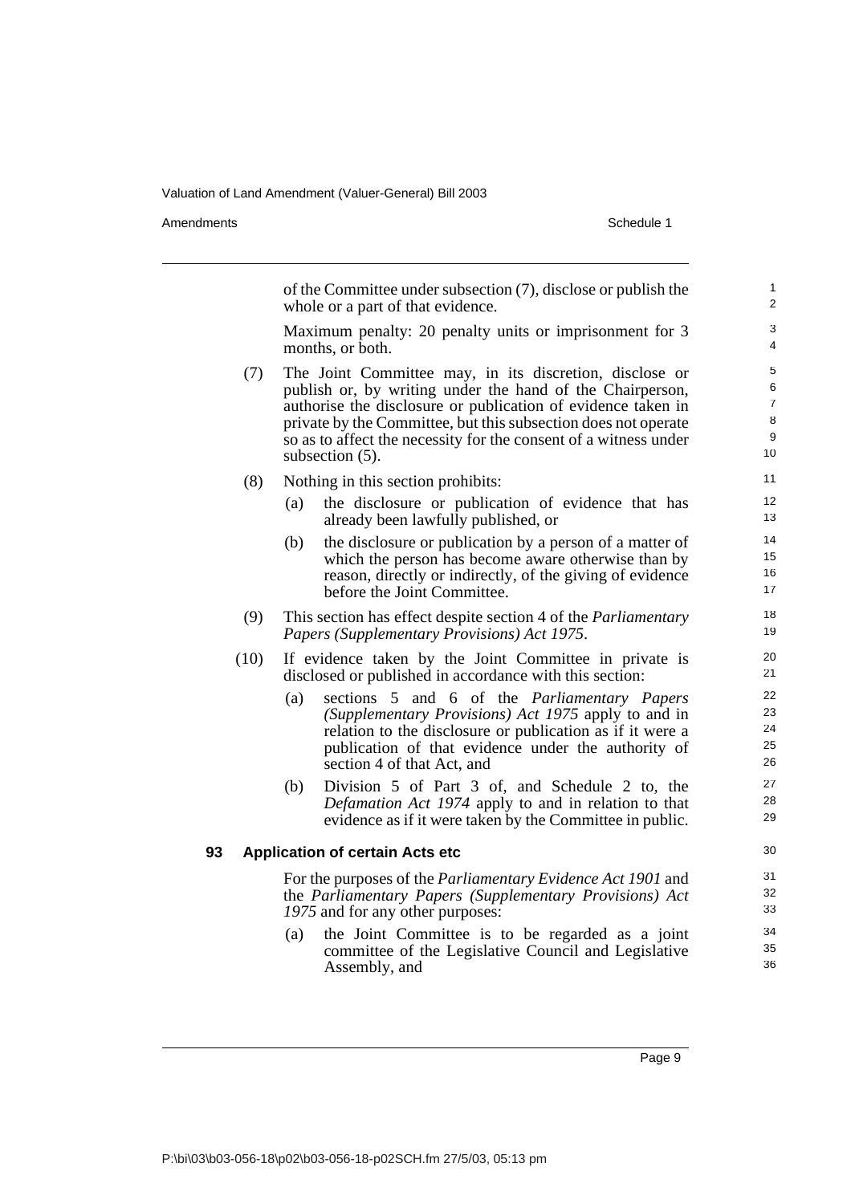of the Committee under subsection (7), disclose or publish the whole or a part of that evidence.

Maximum penalty: 20 penalty units or imprisonment for 3 months, or both.

(7) The Joint Committee may, in its discretion, disclose or publish or, by writing under the hand of the Chairperson, authorise the disclosure or publication of evidence taken in private by the Committee, but this subsection does not operate so as to affect the necessity for the consent of a witness under subsection (5).

(8) Nothing in this section prohibits:

(a) the disclosure or publication of evidence that has already been lawfully published, or

(b) the disclosure or publication by a person of a matter of which the person has become aware otherwise than by reason, directly or indirectly, of the giving of evidence before the Joint Committee.

(9) This section has effect despite section 4 of the *Parliamentary Papers (Supplementary Provisions) Act 1975*.

(10) If evidence taken by the Joint Committee in private is disclosed or published in accordance with this section:

(a) sections 5 and 6 of the *Parliamentary Papers (Supplementary Provisions) Act 1975* apply to and in relation to the disclosure or publication as if it were a publication of that evidence under the authority of section 4 of that Act, and

(b) Division 5 of Part 3 of, and Schedule 2 to, the *Defamation Act 1974* apply to and in relation to that evidence as if it were taken by the Committee in public.

**93 Application of certain Acts etc**

For the purposes of the *Parliamentary Evidence Act 1901* and the *Parliamentary Papers (Supplementary Provisions) Act 1975* and for any other purposes:

(a) the Joint Committee is to be regarded as a joint committee of the Legislative Council and Legislative Assembly, and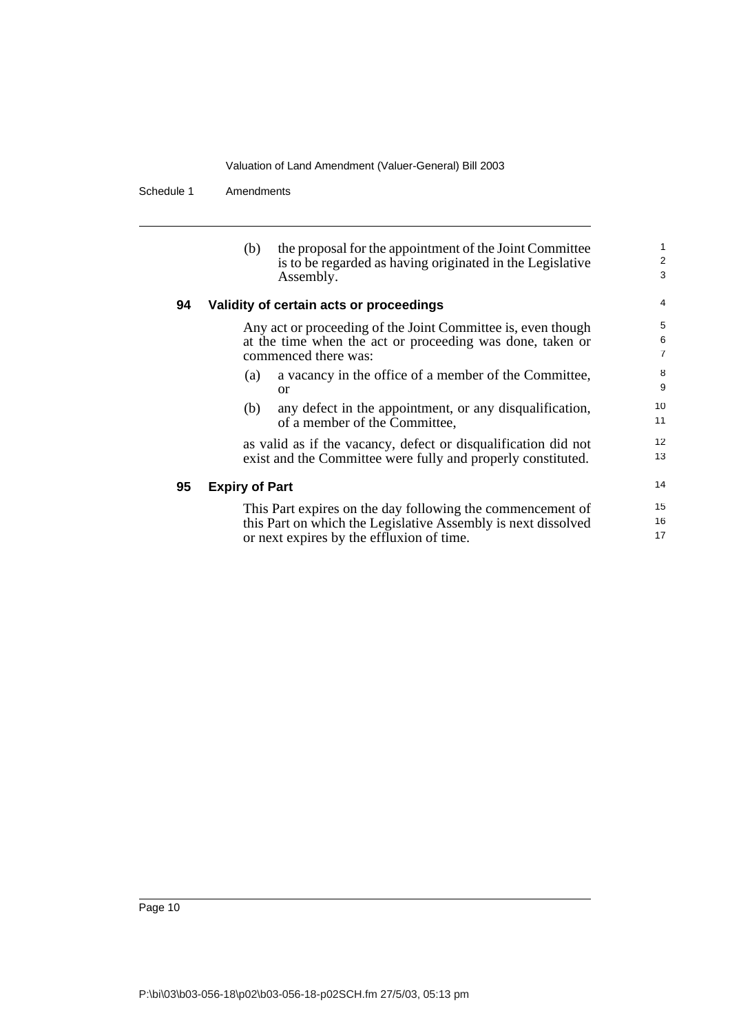(b) the proposal for the appointment of the Joint Committee is to be regarded as having originated in the Legislative Assembly.

### 94 Validity of certain acts or proceedings

Any act or proceeding of the Joint Committee is, even though at the time when the act or proceeding was done, taken or commenced there was:

(a) a vacancy in the office of a member of the Committee, or

(b) any defect in the appointment, or any disqualification, of a member of the Committee,

as valid as if the vacancy, defect or disqualification did not exist and the Committee were fully and properly constituted.

### 95 Expiry of Part

This Part expires on the day following the commencement of this Part on which the Legislative Assembly is next dissolved or next expires by the effluxion of time.